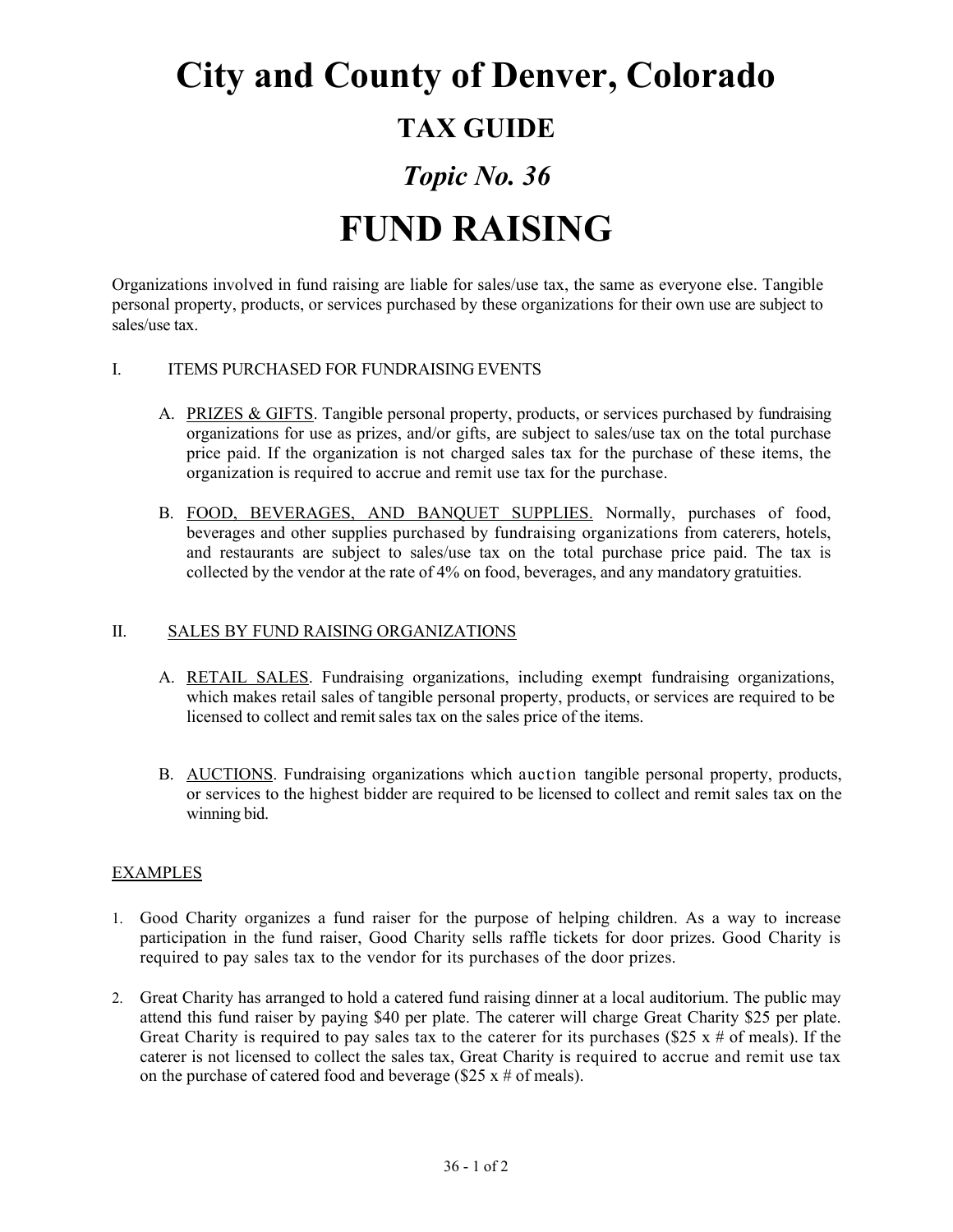# City and County of Denver, Colorado

## TAX GUIDE

## *Topic No. 36*

# FUND RAISING

Organizations involved in fund raising are liable for sales/use tax, the same as everyone else. Tangible personal property, products, or services purchased by these organizations for their own use are subject to sales/use tax.

I. ITEMS PURCHASED FOR FUNDRAISING EVENTS

A. PRIZES & GIFTS. Tangible personal property, products, or services purchased by fundraising organizations for use as prizes, and/or gifts, are subject to sales/use tax on the total purchase price paid. If the organization is not charged sales tax for the purchase of these items, the organization is required to accrue and remit use tax for the purchase.

B. FOOD, BEVERAGES, AND BANQUET SUPPLIES. Normally, purchases of food, beverages and other supplies purchased by fundraising organizations from caterers, hotels, and restaurants are subject to sales/use tax on the total purchase price paid. The tax is collected by the vendor at the rate of 4% on food, beverages, and any mandatory gratuities.

II. SALES BY FUND RAISING ORGANIZATIONS

A. RETAIL SALES. Fundraising organizations, including exempt fundraising organizations, which makes retail sales of tangible personal property, products, or services are required to be licensed to collect and remit sales tax on the sales price of the items.

B. AUCTIONS. Fundraising organizations which auction tangible personal property, products, or services to the highest bidder are required to be licensed to collect and remit sales tax on the winning bid.

EXAMPLES

1. Good Charity organizes a fund raiser for the purpose of helping children. As a way to increase participation in the fund raiser, Good Charity sells raffle tickets for door prizes. Good Charity is required to pay sales tax to the vendor for its purchases of the door prizes.

2. Great Charity has arranged to hold a catered fund raising dinner at a local auditorium. The public may attend this fund raiser by paying $40 per plate. The caterer will charge Great Charity $25 per plate. Great Charity is required to pay sales tax to the caterer for its purchases ($25 x # of meals). If the caterer is not licensed to collect the sales tax, Great Charity is required to accrue and remit use tax on the purchase of catered food and beverage ($25 x # of meals).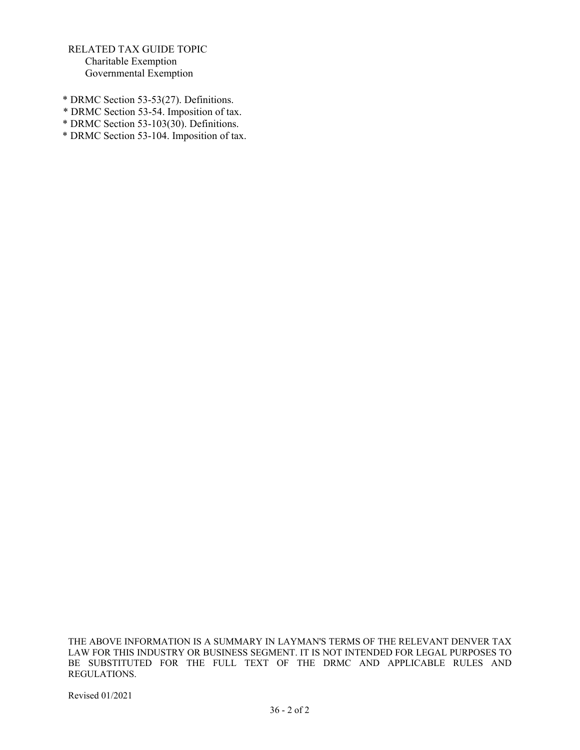RELATED TAX GUIDE TOPIC

Charitable Exemption

Governmental Exemption

* DRMC Section 53-53(27). Definitions.
* DRMC Section 53-54. Imposition of tax.
* DRMC Section 53-103(30). Definitions.
* DRMC Section 53-104. Imposition of tax.

THE ABOVE INFORMATION IS A SUMMARY IN LAYMAN'S TERMS OF THE RELEVANT DENVER TAX LAW FOR THIS INDUSTRY OR BUSINESS SEGMENT. IT IS NOT INTENDED FOR LEGAL PURPOSES TO BE SUBSTITUTED FOR THE FULL TEXT OF THE DRMC AND APPLICABLE RULES AND REGULATIONS.

Revised 01/2021